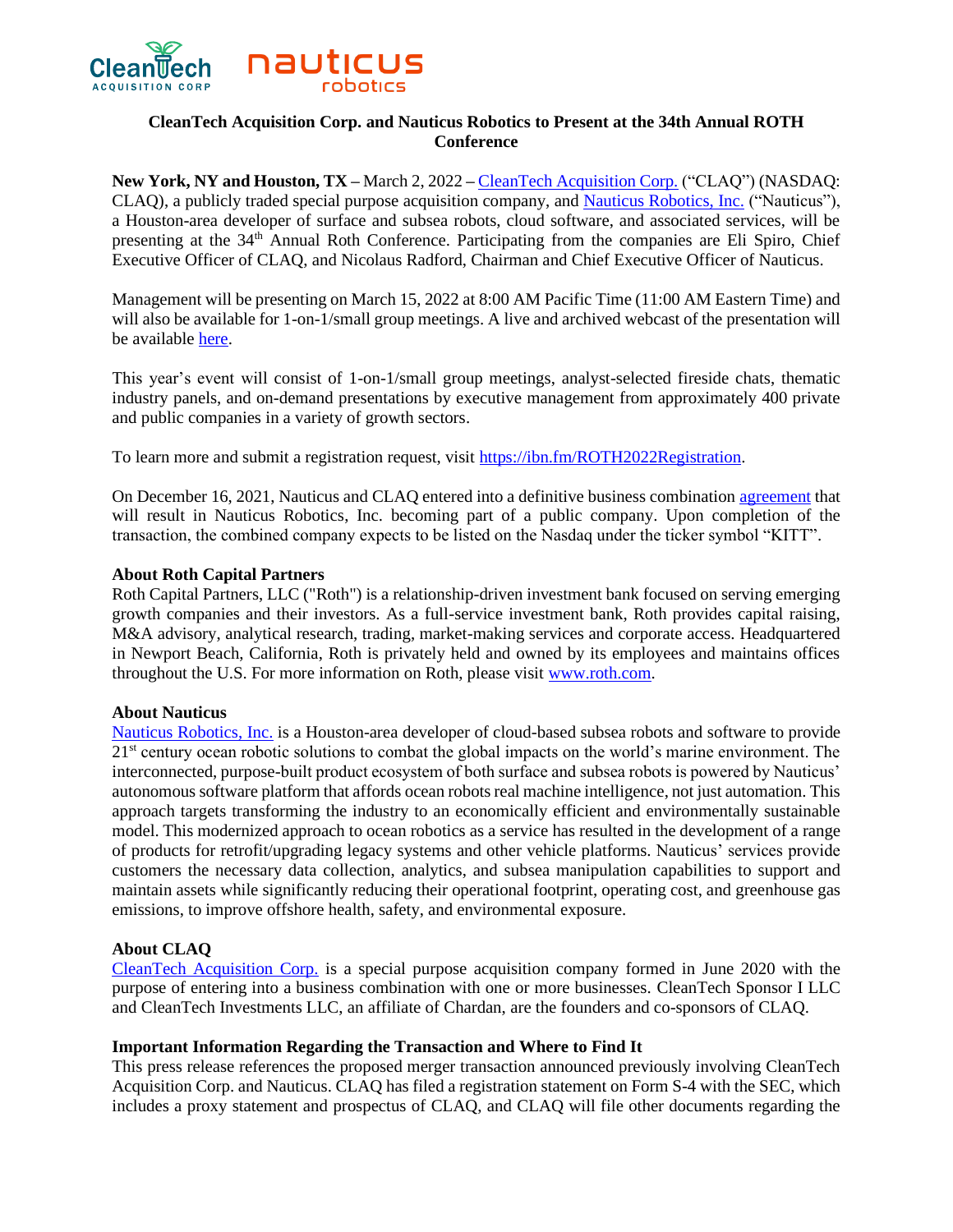# CleanTech Acquisition Corp. and Nauticus Robotics to Present at the 34th Annual ROTH Conference

**New York, NY and Houston, TX** – March 2, 2022 – CleanTech Acquisition Corp. ("CLAQ") (NASDAQ: CLAQ), a publicly traded special purpose acquisition company, and Nauticus Robotics, Inc. ("Nauticus"), a Houston-area developer of surface and subsea robots, cloud software, and associated services, will be presenting at the 34th Annual Roth Conference. Participating from the companies are Eli Spiro, Chief Executive Officer of CLAQ, and Nicolaus Radford, Chairman and Chief Executive Officer of Nauticus.

Management will be presenting on March 15, 2022 at 8:00 AM Pacific Time (11:00 AM Eastern Time) and will also be available for 1-on-1/small group meetings. A live and archived webcast of the presentation will be available here.

This year's event will consist of 1-on-1/small group meetings, analyst-selected fireside chats, thematic industry panels, and on-demand presentations by executive management from approximately 400 private and public companies in a variety of growth sectors.

To learn more and submit a registration request, visit https://ibn.fm/ROTH2022Registration.

On December 16, 2021, Nauticus and CLAQ entered into a definitive business combination agreement that will result in Nauticus Robotics, Inc. becoming part of a public company. Upon completion of the transaction, the combined company expects to be listed on the Nasdaq under the ticker symbol "KITT".

**About Roth Capital Partners**

Roth Capital Partners, LLC ("Roth") is a relationship-driven investment bank focused on serving emerging growth companies and their investors. As a full-service investment bank, Roth provides capital raising, M&A advisory, analytical research, trading, market-making services and corporate access. Headquartered in Newport Beach, California, Roth is privately held and owned by its employees and maintains offices throughout the U.S. For more information on Roth, please visit www.roth.com.

**About Nauticus**

Nauticus Robotics, Inc. is a Houston-area developer of cloud-based subsea robots and software to provide 21st century ocean robotic solutions to combat the global impacts on the world's marine environment. The interconnected, purpose-built product ecosystem of both surface and subsea robots is powered by Nauticus' autonomous software platform that affords ocean robots real machine intelligence, not just automation. This approach targets transforming the industry to an economically efficient and environmentally sustainable model. This modernized approach to ocean robotics as a service has resulted in the development of a range of products for retrofit/upgrading legacy systems and other vehicle platforms. Nauticus' services provide customers the necessary data collection, analytics, and subsea manipulation capabilities to support and maintain assets while significantly reducing their operational footprint, operating cost, and greenhouse gas emissions, to improve offshore health, safety, and environmental exposure.

**About CLAQ**

CleanTech Acquisition Corp. is a special purpose acquisition company formed in June 2020 with the purpose of entering into a business combination with one or more businesses. CleanTech Sponsor I LLC and CleanTech Investments LLC, an affiliate of Chardan, are the founders and co-sponsors of CLAQ.

**Important Information Regarding the Transaction and Where to Find It**

This press release references the proposed merger transaction announced previously involving CleanTech Acquisition Corp. and Nauticus. CLAQ has filed a registration statement on Form S-4 with the SEC, which includes a proxy statement and prospectus of CLAQ, and CLAQ will file other documents regarding the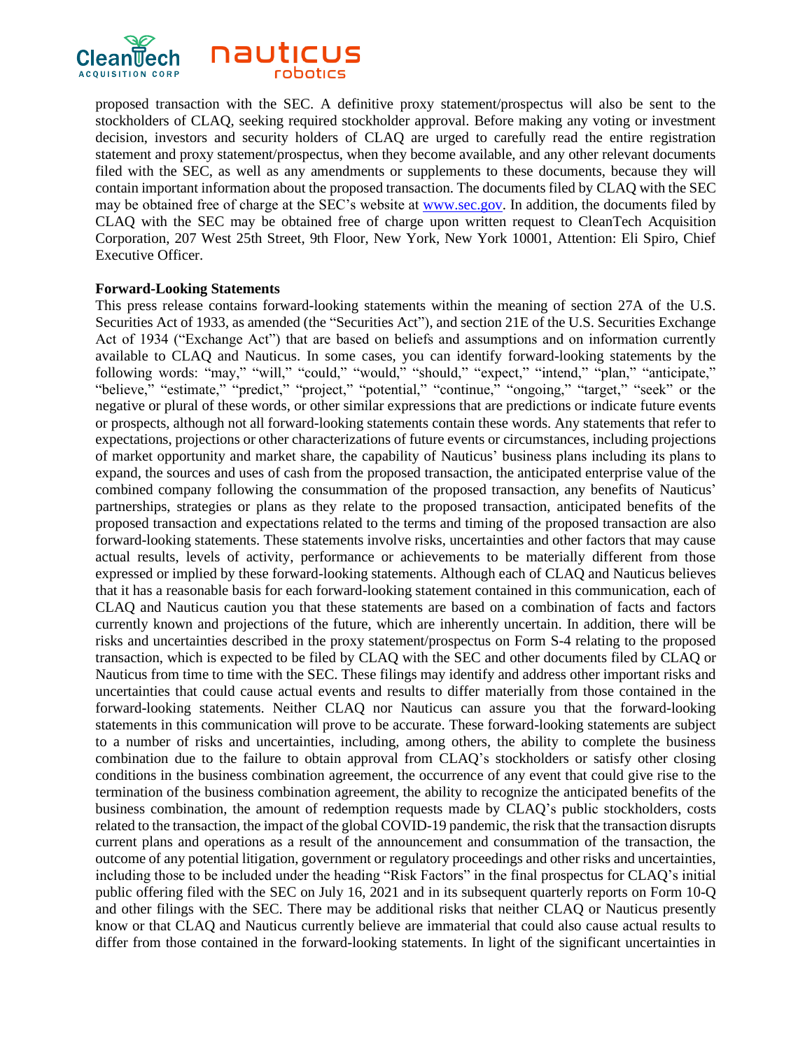proposed transaction with the SEC. A definitive proxy statement/prospectus will also be sent to the stockholders of CLAQ, seeking required stockholder approval. Before making any voting or investment decision, investors and security holders of CLAQ are urged to carefully read the entire registration statement and proxy statement/prospectus, when they become available, and any other relevant documents filed with the SEC, as well as any amendments or supplements to these documents, because they will contain important information about the proposed transaction. The documents filed by CLAQ with the SEC may be obtained free of charge at the SEC's website at [www.sec.gov](www.sec.gov). In addition, the documents filed by CLAQ with the SEC may be obtained free of charge upon written request to CleanTech Acquisition Corporation, 207 West 25th Street, 9th Floor, New York, New York 10001, Attention: Eli Spiro, Chief Executive Officer.

**Forward-Looking Statements**

This press release contains forward-looking statements within the meaning of section 27A of the U.S. Securities Act of 1933, as amended (the "Securities Act"), and section 21E of the U.S. Securities Exchange Act of 1934 ("Exchange Act") that are based on beliefs and assumptions and on information currently available to CLAQ and Nauticus. In some cases, you can identify forward-looking statements by the following words: "may," "will," "could," "would," "should," "expect," "intend," "plan," "anticipate," "believe," "estimate," "predict," "project," "potential," "continue," "ongoing," "target," "seek" or the negative or plural of these words, or other similar expressions that are predictions or indicate future events or prospects, although not all forward-looking statements contain these words. Any statements that refer to expectations, projections or other characterizations of future events or circumstances, including projections of market opportunity and market share, the capability of Nauticus' business plans including its plans to expand, the sources and uses of cash from the proposed transaction, the anticipated enterprise value of the combined company following the consummation of the proposed transaction, any benefits of Nauticus' partnerships, strategies or plans as they relate to the proposed transaction, anticipated benefits of the proposed transaction and expectations related to the terms and timing of the proposed transaction are also forward-looking statements. These statements involve risks, uncertainties and other factors that may cause actual results, levels of activity, performance or achievements to be materially different from those expressed or implied by these forward-looking statements. Although each of CLAQ and Nauticus believes that it has a reasonable basis for each forward-looking statement contained in this communication, each of CLAQ and Nauticus caution you that these statements are based on a combination of facts and factors currently known and projections of the future, which are inherently uncertain. In addition, there will be risks and uncertainties described in the proxy statement/prospectus on Form S-4 relating to the proposed transaction, which is expected to be filed by CLAQ with the SEC and other documents filed by CLAQ or Nauticus from time to time with the SEC. These filings may identify and address other important risks and uncertainties that could cause actual events and results to differ materially from those contained in the forward-looking statements. Neither CLAQ nor Nauticus can assure you that the forward-looking statements in this communication will prove to be accurate. These forward-looking statements are subject to a number of risks and uncertainties, including, among others, the ability to complete the business combination due to the failure to obtain approval from CLAQ's stockholders or satisfy other closing conditions in the business combination agreement, the occurrence of any event that could give rise to the termination of the business combination agreement, the ability to recognize the anticipated benefits of the business combination, the amount of redemption requests made by CLAQ's public stockholders, costs related to the transaction, the impact of the global COVID-19 pandemic, the risk that the transaction disrupts current plans and operations as a result of the announcement and consummation of the transaction, the outcome of any potential litigation, government or regulatory proceedings and other risks and uncertainties, including those to be included under the heading "Risk Factors" in the final prospectus for CLAQ's initial public offering filed with the SEC on July 16, 2021 and in its subsequent quarterly reports on Form 10-Q and other filings with the SEC. There may be additional risks that neither CLAQ or Nauticus presently know or that CLAQ and Nauticus currently believe are immaterial that could also cause actual results to differ from those contained in the forward-looking statements. In light of the significant uncertainties in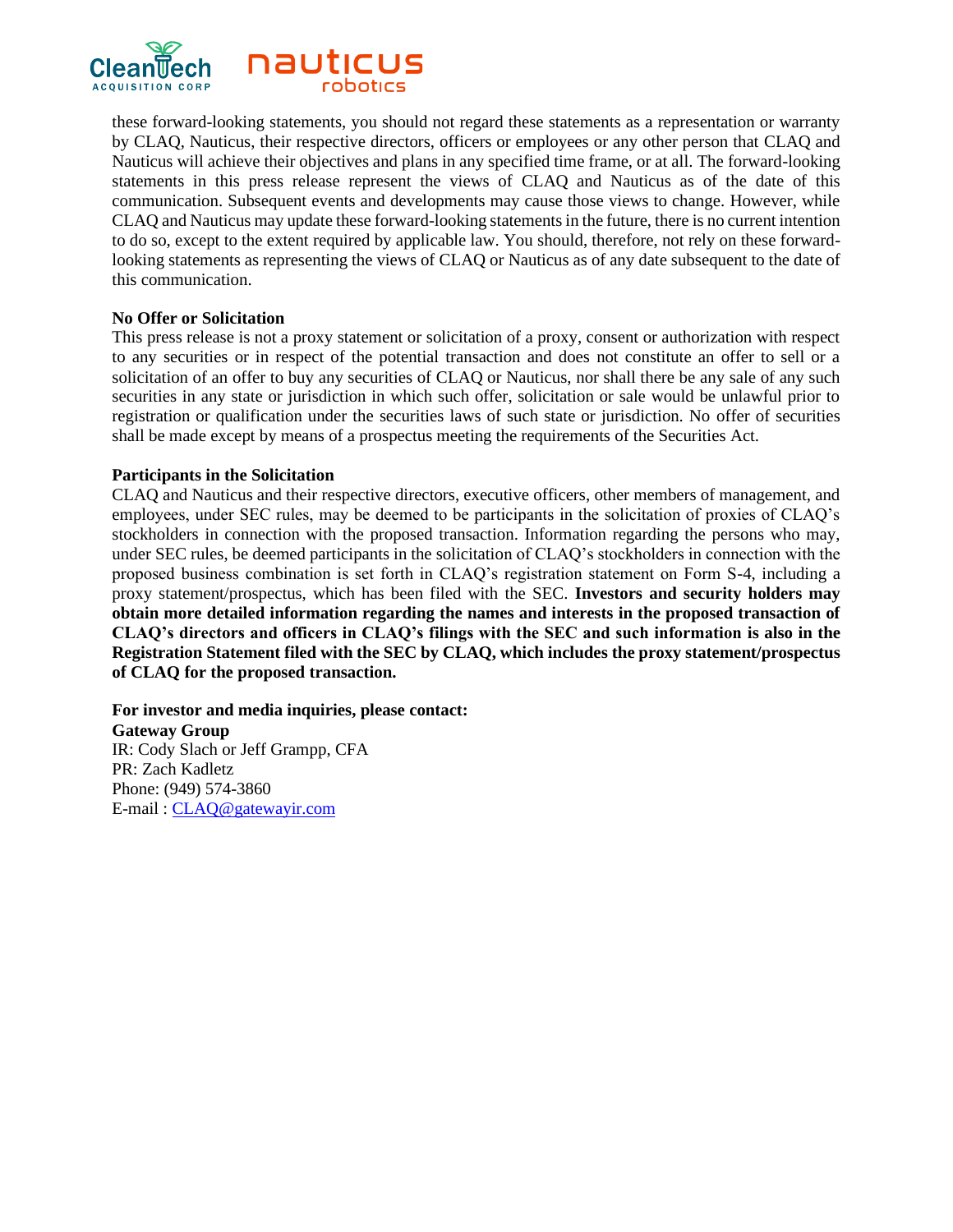these forward-looking statements, you should not regard these statements as a representation or warranty by CLAQ, Nauticus, their respective directors, officers or employees or any other person that CLAQ and Nauticus will achieve their objectives and plans in any specified time frame, or at all. The forward-looking statements in this press release represent the views of CLAQ and Nauticus as of the date of this communication. Subsequent events and developments may cause those views to change. However, while CLAQ and Nauticus may update these forward-looking statements in the future, there is no current intention to do so, except to the extent required by applicable law. You should, therefore, not rely on these forward-looking statements as representing the views of CLAQ or Nauticus as of any date subsequent to the date of this communication.

**No Offer or Solicitation**

This press release is not a proxy statement or solicitation of a proxy, consent or authorization with respect to any securities or in respect of the potential transaction and does not constitute an offer to sell or a solicitation of an offer to buy any securities of CLAQ or Nauticus, nor shall there be any sale of any such securities in any state or jurisdiction in which such offer, solicitation or sale would be unlawful prior to registration or qualification under the securities laws of such state or jurisdiction. No offer of securities shall be made except by means of a prospectus meeting the requirements of the Securities Act.

**Participants in the Solicitation**

CLAQ and Nauticus and their respective directors, executive officers, other members of management, and employees, under SEC rules, may be deemed to be participants in the solicitation of proxies of CLAQ's stockholders in connection with the proposed transaction. Information regarding the persons who may, under SEC rules, be deemed participants in the solicitation of CLAQ's stockholders in connection with the proposed business combination is set forth in CLAQ's registration statement on Form S-4, including a proxy statement/prospectus, which has been filed with the SEC. **Investors and security holders may obtain more detailed information regarding the names and interests in the proposed transaction of CLAQ's directors and officers in CLAQ's filings with the SEC and such information is also in the Registration Statement filed with the SEC by CLAQ, which includes the proxy statement/prospectus of CLAQ for the proposed transaction.**

**For investor and media inquiries, please contact:**
**Gateway Group**
IR: Cody Slach or Jeff Grampp, CFA
PR: Zach Kadletz
Phone: (949) 574-3860
E-mail : CLAQ@gatewayir.com